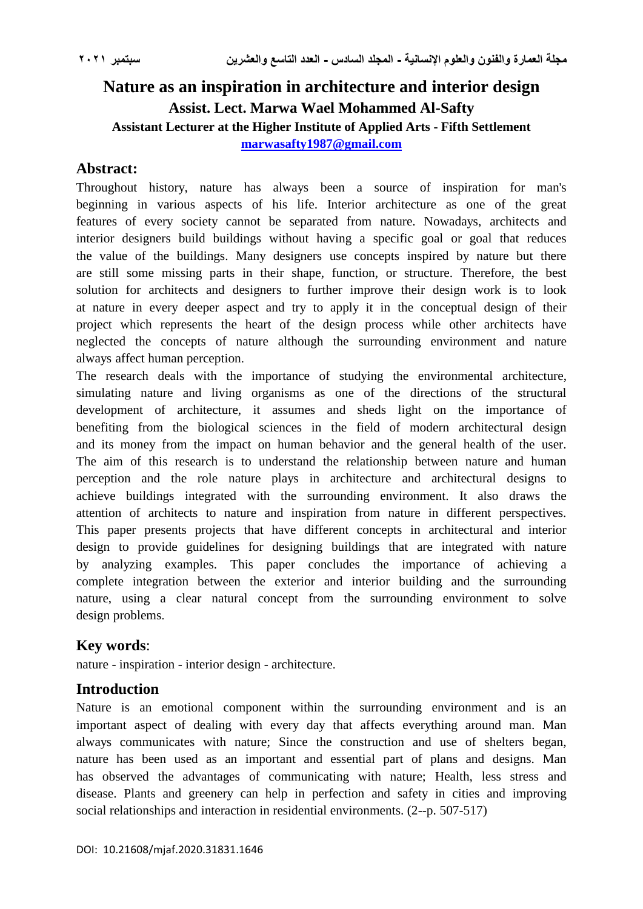# Nature as an inspiration in architecture and interior design

**Assist. Lect. Marwa Wael Mohammed Al-Safty**

**Assistant Lecturer at the Higher Institute of Applied Arts - Fifth Settlement**

**marwasafty1987@gmail.com**

## Abstract:

Throughout history, nature has always been a source of inspiration for man's beginning in various aspects of his life. Interior architecture as one of the great features of every society cannot be separated from nature. Nowadays, architects and interior designers build buildings without having a specific goal or goal that reduces the value of the buildings. Many designers use concepts inspired by nature but there are still some missing parts in their shape, function, or structure. Therefore, the best solution for architects and designers to further improve their design work is to look at nature in every deeper aspect and try to apply it in the conceptual design of their project which represents the heart of the design process while other architects have neglected the concepts of nature although the surrounding environment and nature always affect human perception.

The research deals with the importance of studying the environmental architecture, simulating nature and living organisms as one of the directions of the structural development of architecture, it assumes and sheds light on the importance of benefiting from the biological sciences in the field of modern architectural design and its money from the impact on human behavior and the general health of the user. The aim of this research is to understand the relationship between nature and human perception and the role nature plays in architecture and architectural designs to achieve buildings integrated with the surrounding environment. It also draws the attention of architects to nature and inspiration from nature in different perspectives. This paper presents projects that have different concepts in architectural and interior design to provide guidelines for designing buildings that are integrated with nature by analyzing examples. This paper concludes the importance of achieving a complete integration between the exterior and interior building and the surrounding nature, using a clear natural concept from the surrounding environment to solve design problems.

## Key words:

nature - inspiration - interior design - architecture.

## Introduction

Nature is an emotional component within the surrounding environment and is an important aspect of dealing with every day that affects everything around man. Man always communicates with nature; Since the construction and use of shelters began, nature has been used as an important and essential part of plans and designs. Man has observed the advantages of communicating with nature; Health, less stress and disease. Plants and greenery can help in perfection and safety in cities and improving social relationships and interaction in residential environments. (2--p. 507-517)

DOI: 10.21608/mjaf.2020.31831.1646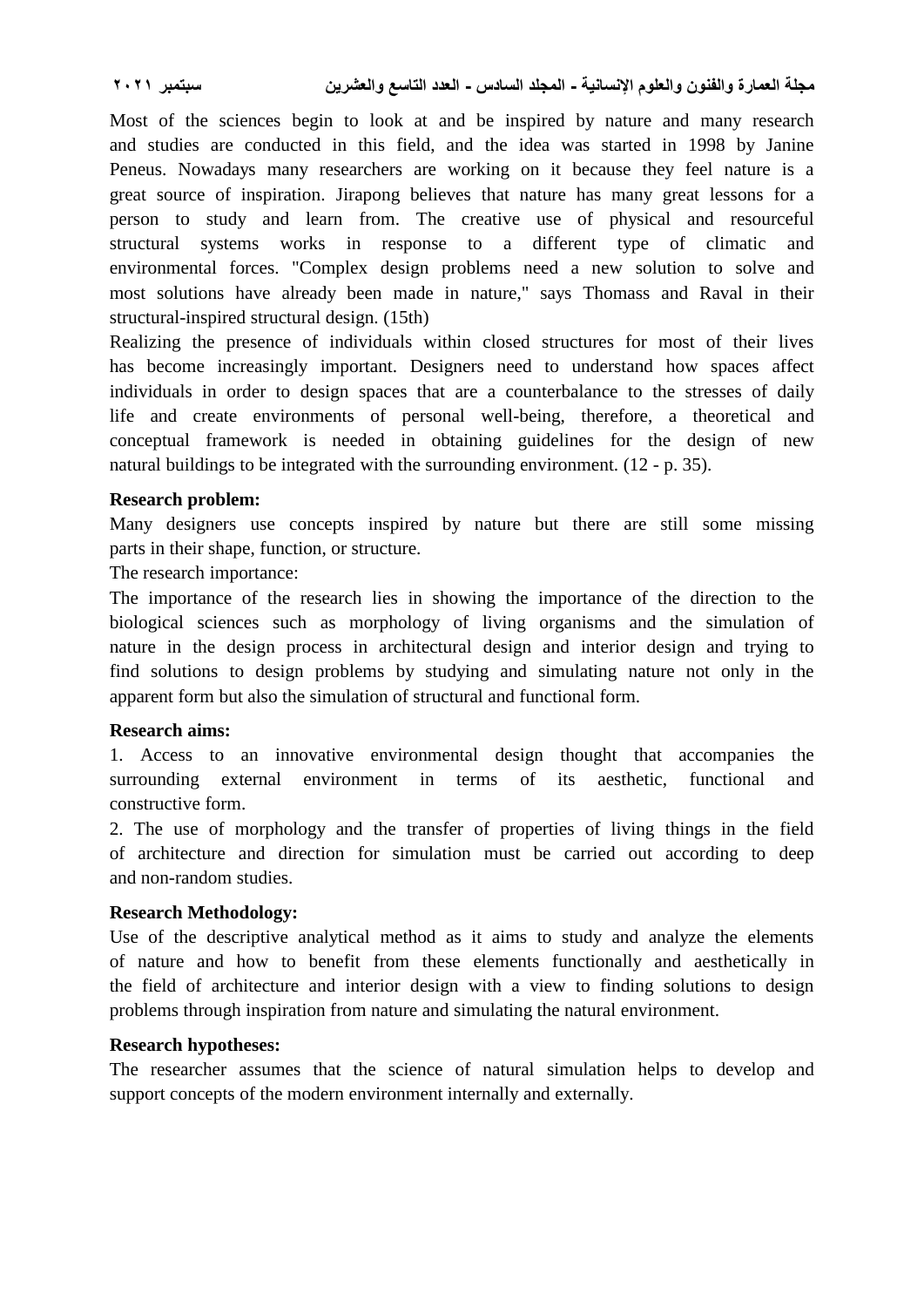Most of the sciences begin to look at and be inspired by nature and many research and studies are conducted in this field, and the idea was started in 1998 by Janine Peneus. Nowadays many researchers are working on it because they feel nature is a great source of inspiration. Jirapong believes that nature has many great lessons for a person to study and learn from. The creative use of physical and resourceful structural systems works in response to a different type of climatic and environmental forces. "Complex design problems need a new solution to solve and most solutions have already been made in nature," says Thomass and Raval in their structural-inspired structural design. (15th)

Realizing the presence of individuals within closed structures for most of their lives has become increasingly important. Designers need to understand how spaces affect individuals in order to design spaces that are a counterbalance to the stresses of daily life and create environments of personal well-being, therefore, a theoretical and conceptual framework is needed in obtaining guidelines for the design of new natural buildings to be integrated with the surrounding environment. (12 - p. 35).

**Research problem:**

Many designers use concepts inspired by nature but there are still some missing parts in their shape, function, or structure.

The research importance:

The importance of the research lies in showing the importance of the direction to the biological sciences such as morphology of living organisms and the simulation of nature in the design process in architectural design and interior design and trying to find solutions to design problems by studying and simulating nature not only in the apparent form but also the simulation of structural and functional form.

**Research aims:**

1. Access to an innovative environmental design thought that accompanies the surrounding external environment in terms of its aesthetic, functional and constructive form.

2. The use of morphology and the transfer of properties of living things in the field of architecture and direction for simulation must be carried out according to deep and non-random studies.

**Research Methodology:**

Use of the descriptive analytical method as it aims to study and analyze the elements of nature and how to benefit from these elements functionally and aesthetically in the field of architecture and interior design with a view to finding solutions to design problems through inspiration from nature and simulating the natural environment.

**Research hypotheses:**

The researcher assumes that the science of natural simulation helps to develop and support concepts of the modern environment internally and externally.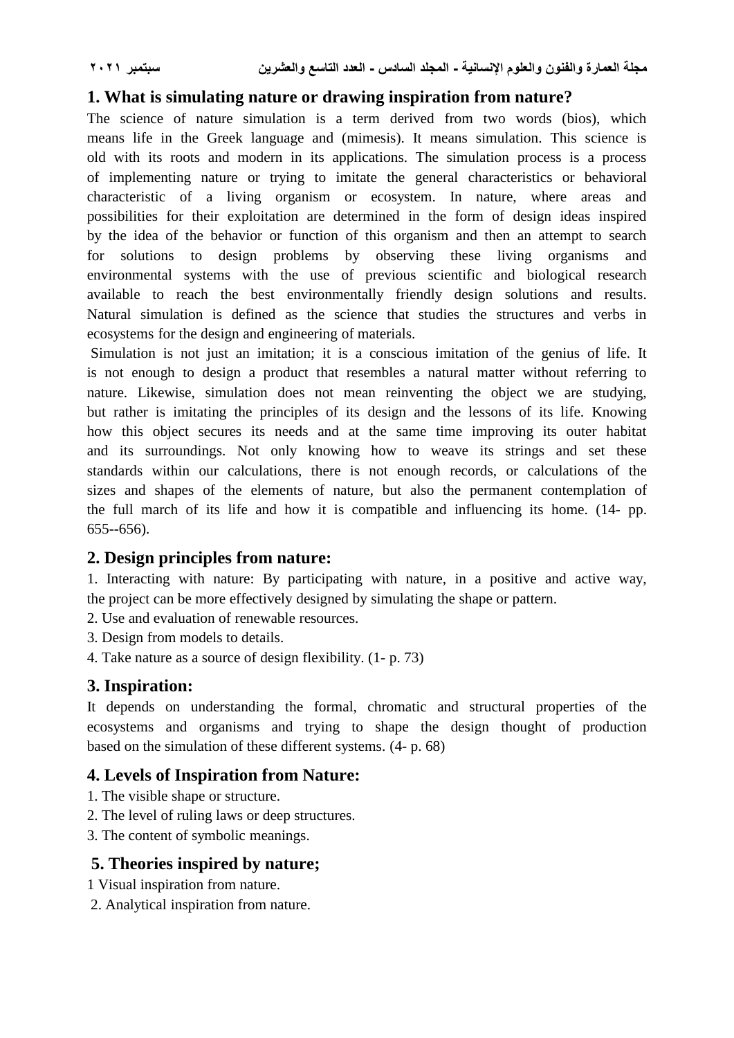## 1. What is simulating nature or drawing inspiration from nature?

The science of nature simulation is a term derived from two words (bios), which means life in the Greek language and (mimesis). It means simulation. This science is old with its roots and modern in its applications. The simulation process is a process of implementing nature or trying to imitate the general characteristics or behavioral characteristic of a living organism or ecosystem. In nature, where areas and possibilities for their exploitation are determined in the form of design ideas inspired by the idea of the behavior or function of this organism and then an attempt to search for solutions to design problems by observing these living organisms and environmental systems with the use of previous scientific and biological research available to reach the best environmentally friendly design solutions and results. Natural simulation is defined as the science that studies the structures and verbs in ecosystems for the design and engineering of materials.

Simulation is not just an imitation; it is a conscious imitation of the genius of life. It is not enough to design a product that resembles a natural matter without referring to nature. Likewise, simulation does not mean reinventing the object we are studying, but rather is imitating the principles of its design and the lessons of its life. Knowing how this object secures its needs and at the same time improving its outer habitat and its surroundings. Not only knowing how to weave its strings and set these standards within our calculations, there is not enough records, or calculations of the sizes and shapes of the elements of nature, but also the permanent contemplation of the full march of its life and how it is compatible and influencing its home. (14- pp. 655--656).

## 2. Design principles from nature:

1. Interacting with nature: By participating with nature, in a positive and active way, the project can be more effectively designed by simulating the shape or pattern.
2. Use and evaluation of renewable resources.
3. Design from models to details.
4. Take nature as a source of design flexibility. (1- p. 73)

## 3. Inspiration:

It depends on understanding the formal, chromatic and structural properties of the ecosystems and organisms and trying to shape the design thought of production based on the simulation of these different systems. (4- p. 68)

## 4. Levels of Inspiration from Nature:

1. The visible shape or structure.
2. The level of ruling laws or deep structures.
3. The content of symbolic meanings.

## 5. Theories inspired by nature;

1 Visual inspiration from nature.
2. Analytical inspiration from nature.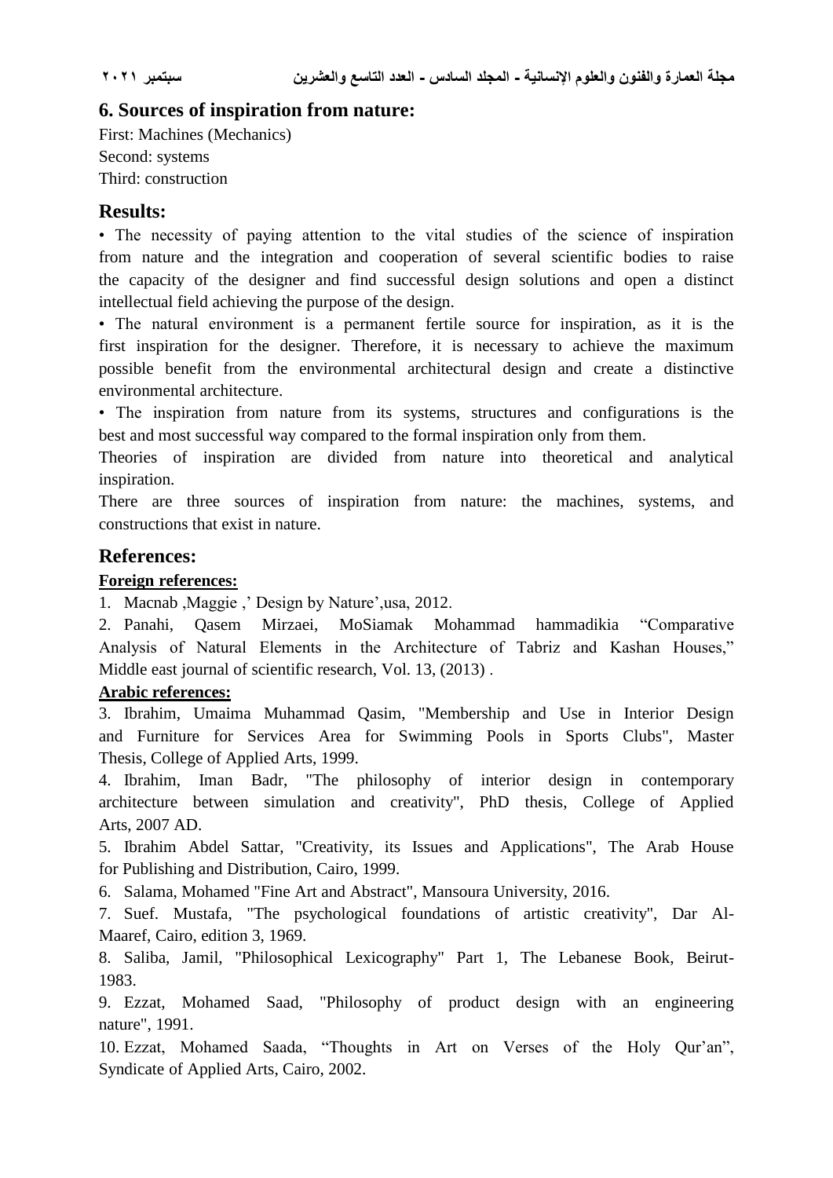## 6. Sources of inspiration from nature:

First: Machines (Mechanics)
Second: systems
Third: construction

## Results:

• The necessity of paying attention to the vital studies of the science of inspiration from nature and the integration and cooperation of several scientific bodies to raise the capacity of the designer and find successful design solutions and open a distinct intellectual field achieving the purpose of the design.

• The natural environment is a permanent fertile source for inspiration, as it is the first inspiration for the designer. Therefore, it is necessary to achieve the maximum possible benefit from the environmental architectural design and create a distinctive environmental architecture.

• The inspiration from nature from its systems, structures and configurations is the best and most successful way compared to the formal inspiration only from them.

Theories of inspiration are divided from nature into theoretical and analytical inspiration.

There are three sources of inspiration from nature: the machines, systems, and constructions that exist in nature.

## References:

**Foreign references:**

1. Macnab ,Maggie ,' Design by Nature',usa, 2012.
2. Panahi, Qasem Mirzaei, MoSiamak Mohammad hammadikia "Comparative Analysis of Natural Elements in the Architecture of Tabriz and Kashan Houses," Middle east journal of scientific research, Vol. 13, (2013) .

**Arabic references:**

3. Ibrahim, Umaima Muhammad Qasim, "Membership and Use in Interior Design and Furniture for Services Area for Swimming Pools in Sports Clubs", Master Thesis, College of Applied Arts, 1999.
4. Ibrahim, Iman Badr, "The philosophy of interior design in contemporary architecture between simulation and creativity", PhD thesis, College of Applied Arts, 2007 AD.
5. Ibrahim Abdel Sattar, "Creativity, its Issues and Applications", The Arab House for Publishing and Distribution, Cairo, 1999.
6. Salama, Mohamed "Fine Art and Abstract", Mansoura University, 2016.
7. Suef. Mustafa, "The psychological foundations of artistic creativity", Dar Al-Maaref, Cairo, edition 3, 1969.
8. Saliba, Jamil, "Philosophical Lexicography" Part 1, The Lebanese Book, Beirut-1983.
9. Ezzat, Mohamed Saad, "Philosophy of product design with an engineering nature", 1991.
10. Ezzat, Mohamed Saada, "Thoughts in Art on Verses of the Holy Qur'an", Syndicate of Applied Arts, Cairo, 2002.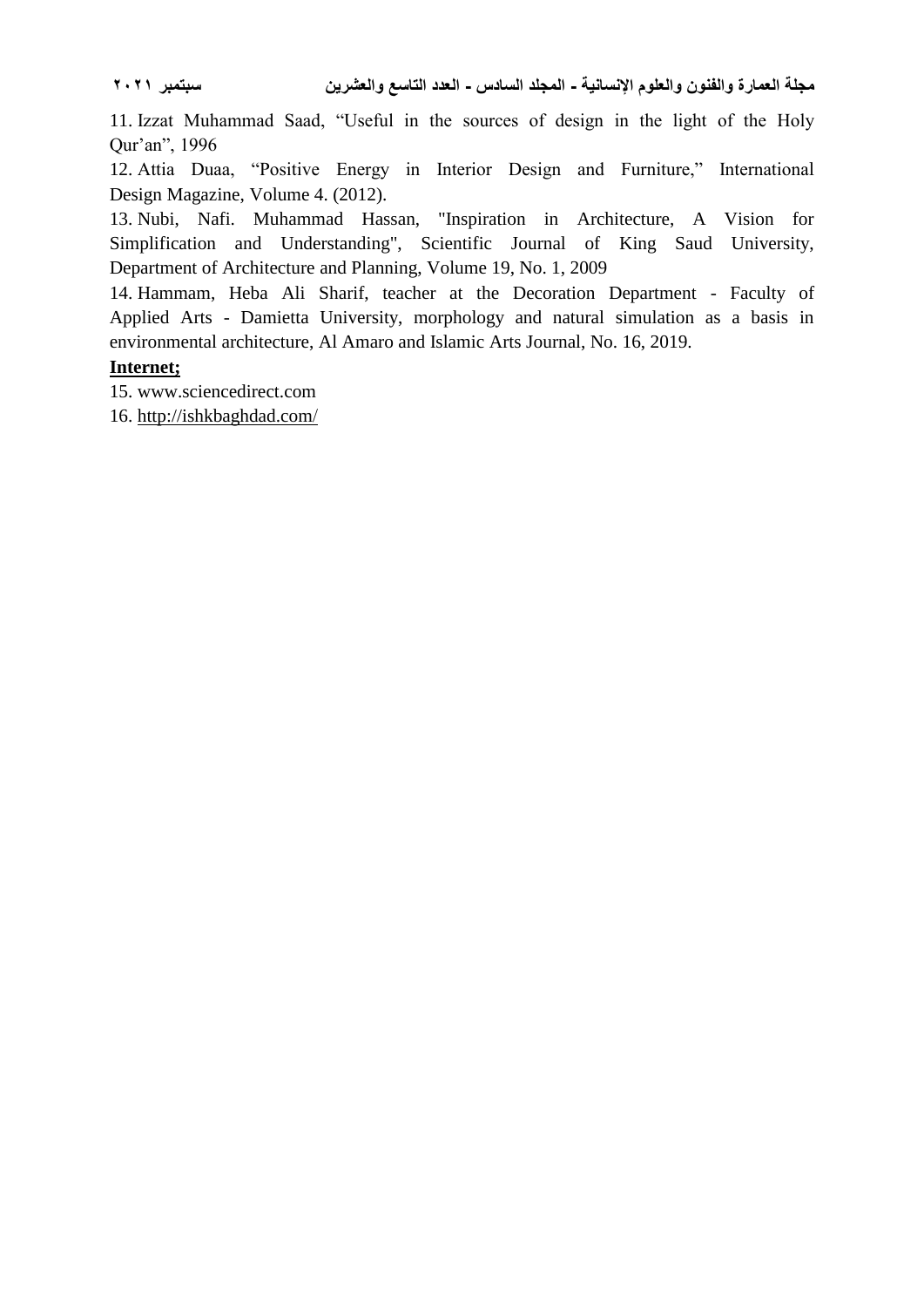11. Izzat Muhammad Saad, “Useful in the sources of design in the light of the Holy Qur’an”, 1996

12. Attia Duaa, “Positive Energy in Interior Design and Furniture,” International Design Magazine, Volume 4. (2012).

13. Nubi, Nafi. Muhammad Hassan, "Inspiration in Architecture, A Vision for Simplification and Understanding", Scientific Journal of King Saud University, Department of Architecture and Planning, Volume 19, No. 1, 2009

14. Hammam, Heba Ali Sharif, teacher at the Decoration Department - Faculty of Applied Arts - Damietta University, morphology and natural simulation as a basis in environmental architecture, Al Amaro and Islamic Arts Journal, No. 16, 2019.

**Internet;**

15. www.sciencedirect.com

16. http://ishkbaghdad.com/